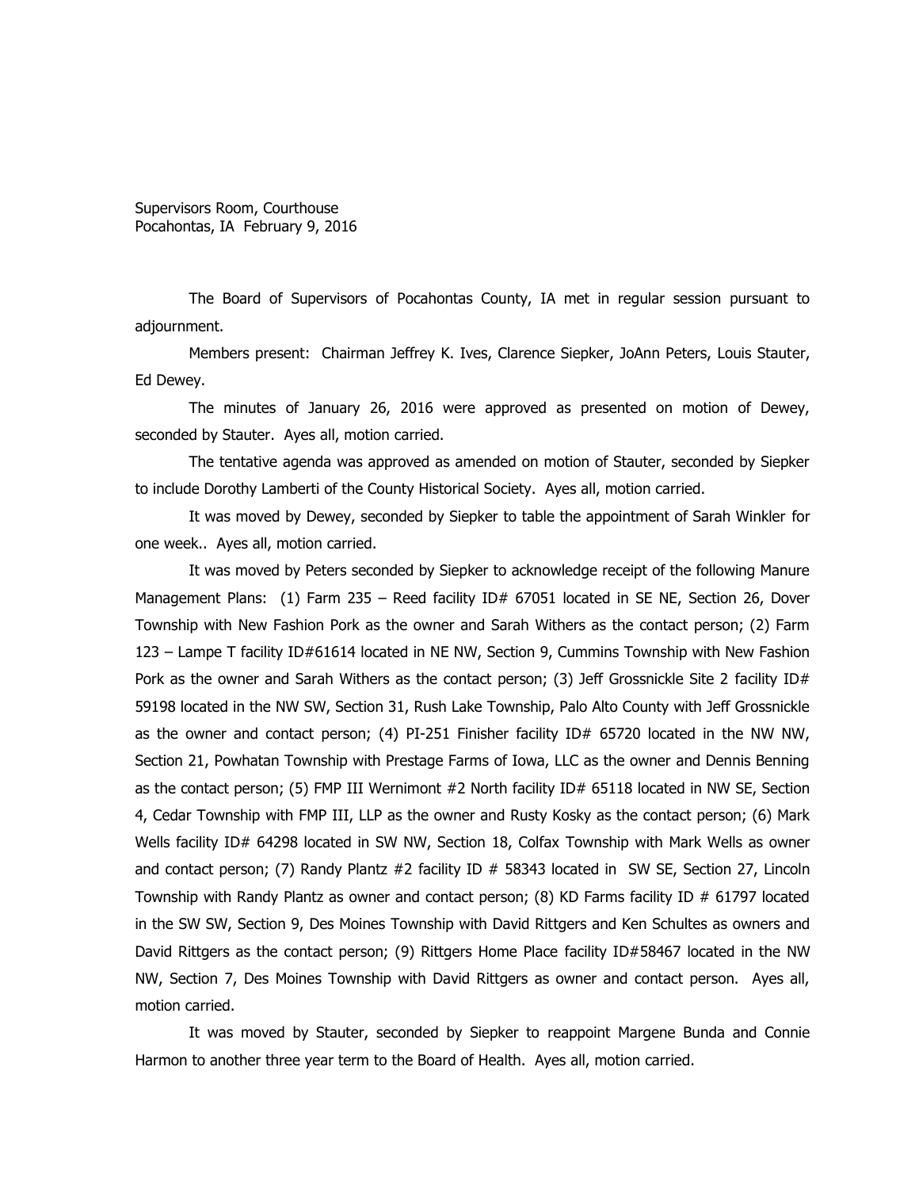Supervisors Room, Courthouse
Pocahontas, IA February 9, 2016

The Board of Supervisors of Pocahontas County, IA met in regular session pursuant to adjournment.

Members present: Chairman Jeffrey K. Ives, Clarence Siepker, JoAnn Peters, Louis Stauter, Ed Dewey.

The minutes of January 26, 2016 were approved as presented on motion of Dewey, seconded by Stauter. Ayes all, motion carried.

The tentative agenda was approved as amended on motion of Stauter, seconded by Siepker to include Dorothy Lamberti of the County Historical Society. Ayes all, motion carried.

It was moved by Dewey, seconded by Siepker to table the appointment of Sarah Winkler for one week.. Ayes all, motion carried.

It was moved by Peters seconded by Siepker to acknowledge receipt of the following Manure Management Plans: (1) Farm 235 – Reed facility ID# 67051 located in SE NE, Section 26, Dover Township with New Fashion Pork as the owner and Sarah Withers as the contact person; (2) Farm 123 – Lampe T facility ID#61614 located in NE NW, Section 9, Cummins Township with New Fashion Pork as the owner and Sarah Withers as the contact person; (3) Jeff Grossnickle Site 2 facility ID# 59198 located in the NW SW, Section 31, Rush Lake Township, Palo Alto County with Jeff Grossnickle as the owner and contact person; (4) PI-251 Finisher facility ID# 65720 located in the NW NW, Section 21, Powhatan Township with Prestage Farms of Iowa, LLC as the owner and Dennis Benning as the contact person; (5) FMP III Wernimont #2 North facility ID# 65118 located in NW SE, Section 4, Cedar Township with FMP III, LLP as the owner and Rusty Kosky as the contact person; (6) Mark Wells facility ID# 64298 located in SW NW, Section 18, Colfax Township with Mark Wells as owner and contact person; (7) Randy Plantz #2 facility ID # 58343 located in SW SE, Section 27, Lincoln Township with Randy Plantz as owner and contact person; (8) KD Farms facility ID # 61797 located in the SW SW, Section 9, Des Moines Township with David Rittgers and Ken Schultes as owners and David Rittgers as the contact person; (9) Rittgers Home Place facility ID#58467 located in the NW NW, Section 7, Des Moines Township with David Rittgers as owner and contact person. Ayes all, motion carried.

It was moved by Stauter, seconded by Siepker to reappoint Margene Bunda and Connie Harmon to another three year term to the Board of Health. Ayes all, motion carried.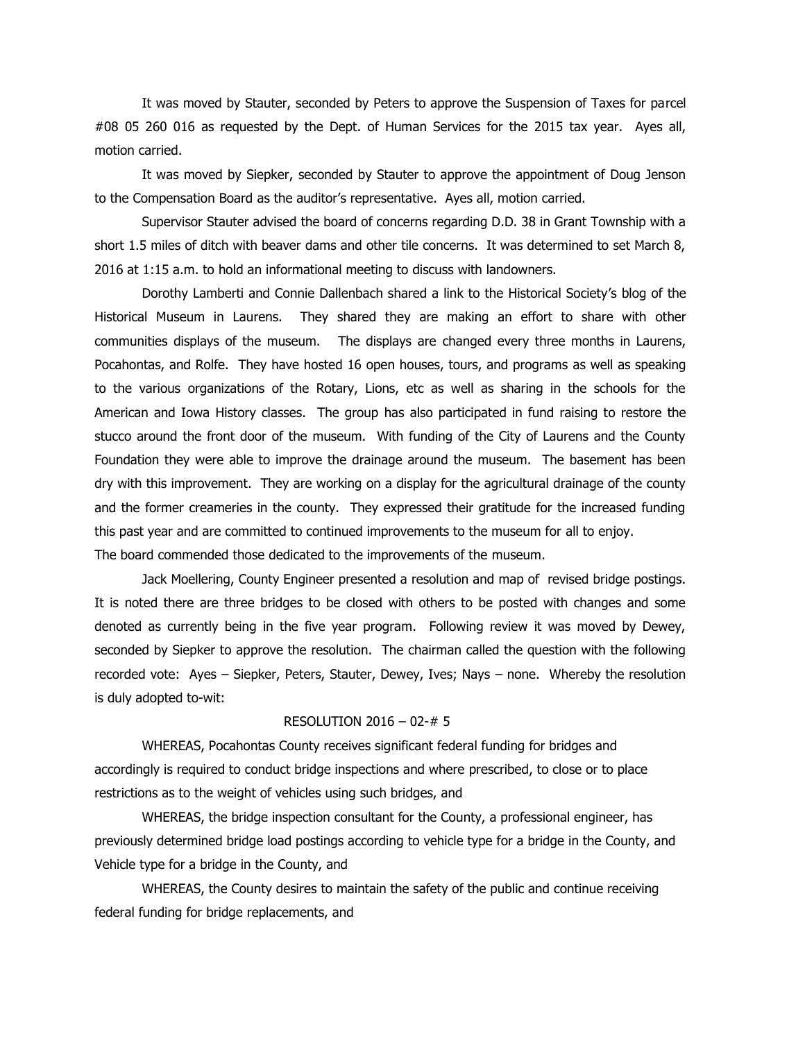It was moved by Stauter, seconded by Peters to approve the Suspension of Taxes for parcel #08 05 260 016 as requested by the Dept. of Human Services for the 2015 tax year. Ayes all, motion carried.

It was moved by Siepker, seconded by Stauter to approve the appointment of Doug Jenson to the Compensation Board as the auditor's representative. Ayes all, motion carried.

Supervisor Stauter advised the board of concerns regarding D.D. 38 in Grant Township with a short 1.5 miles of ditch with beaver dams and other tile concerns. It was determined to set March 8, 2016 at 1:15 a.m. to hold an informational meeting to discuss with landowners.

Dorothy Lamberti and Connie Dallenbach shared a link to the Historical Society's blog of the Historical Museum in Laurens. They shared they are making an effort to share with other communities displays of the museum. The displays are changed every three months in Laurens, Pocahontas, and Rolfe. They have hosted 16 open houses, tours, and programs as well as speaking to the various organizations of the Rotary, Lions, etc as well as sharing in the schools for the American and Iowa History classes. The group has also participated in fund raising to restore the stucco around the front door of the museum. With funding of the City of Laurens and the County Foundation they were able to improve the drainage around the museum. The basement has been dry with this improvement. They are working on a display for the agricultural drainage of the county and the former creameries in the county. They expressed their gratitude for the increased funding this past year and are committed to continued improvements to the museum for all to enjoy.
The board commended those dedicated to the improvements of the museum.

Jack Moellering, County Engineer presented a resolution and map of revised bridge postings. It is noted there are three bridges to be closed with others to be posted with changes and some denoted as currently being in the five year program. Following review it was moved by Dewey, seconded by Siepker to approve the resolution. The chairman called the question with the following recorded vote: Ayes – Siepker, Peters, Stauter, Dewey, Ives; Nays – none. Whereby the resolution is duly adopted to-wit:

RESOLUTION 2016 – 02-# 5

WHEREAS, Pocahontas County receives significant federal funding for bridges and accordingly is required to conduct bridge inspections and where prescribed, to close or to place restrictions as to the weight of vehicles using such bridges, and

WHEREAS, the bridge inspection consultant for the County, a professional engineer, has previously determined bridge load postings according to vehicle type for a bridge in the County, and Vehicle type for a bridge in the County, and

WHEREAS, the County desires to maintain the safety of the public and continue receiving federal funding for bridge replacements, and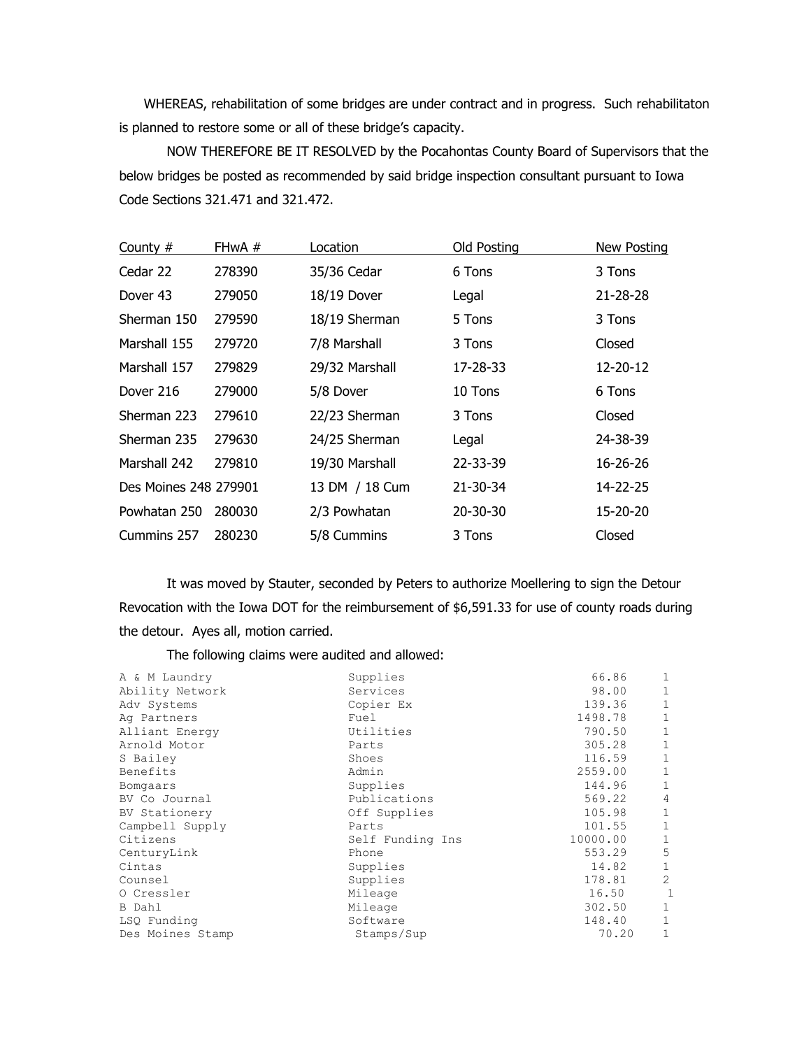WHEREAS, rehabilitation of some bridges are under contract and in progress. Such rehabilitaton is planned to restore some or all of these bridge's capacity.

NOW THEREFORE BE IT RESOLVED by the Pocahontas County Board of Supervisors that the below bridges be posted as recommended by said bridge inspection consultant pursuant to Iowa Code Sections 321.471 and 321.472.

| County # | FHwA # | Location | Old Posting | New Posting |
|---|---|---|---|---|
| Cedar 22 | 278390 | 35/36 Cedar | 6 Tons | 3 Tons |
| Dover 43 | 279050 | 18/19 Dover | Legal | 21-28-28 |
| Sherman 150 | 279590 | 18/19 Sherman | 5 Tons | 3 Tons |
| Marshall 155 | 279720 | 7/8 Marshall | 3 Tons | Closed |
| Marshall 157 | 279829 | 29/32 Marshall | 17-28-33 | 12-20-12 |
| Dover 216 | 279000 | 5/8 Dover | 10 Tons | 6 Tons |
| Sherman 223 | 279610 | 22/23 Sherman | 3 Tons | Closed |
| Sherman 235 | 279630 | 24/25 Sherman | Legal | 24-38-39 |
| Marshall 242 | 279810 | 19/30 Marshall | 22-33-39 | 16-26-26 |
| Des Moines 248 | 279901 | 13 DM / 18 Cum | 21-30-34 | 14-22-25 |
| Powhatan 250 | 280030 | 2/3 Powhatan | 20-30-30 | 15-20-20 |
| Cummins 257 | 280230 | 5/8 Cummins | 3 Tons | Closed |

It was moved by Stauter, seconded by Peters to authorize Moellering to sign the Detour Revocation with the Iowa DOT for the reimbursement of $6,591.33 for use of county roads during the detour. Ayes all, motion carried.

The following claims were audited and allowed:

| | | | |
|---|---|---|---|
| A & M Laundry | Supplies | 66.86 | 1 |
| Ability Network | Services | 98.00 | 1 |
| Adv Systems | Copier Ex | 139.36 | 1 |
| Ag Partners | Fuel | 1498.78 | 1 |
| Alliant Energy | Utilities | 790.50 | 1 |
| Arnold Motor | Parts | 305.28 | 1 |
| S Bailey | Shoes | 116.59 | 1 |
| Benefits | Admin | 2559.00 | 1 |
| Bomgaars | Supplies | 144.96 | 1 |
| BV Co Journal | Publications | 569.22 | 4 |
| BV Stationery | Off Supplies | 105.98 | 1 |
| Campbell Supply | Parts | 101.55 | 1 |
| Citizens | Self Funding Ins | 10000.00 | 1 |
| CenturyLink | Phone | 553.29 | 5 |
| Cintas | Supplies | 14.82 | 1 |
| Counsel | Supplies | 178.81 | 2 |
| O Cressler | Mileage | 16.50 | 1 |
| B Dahl | Mileage | 302.50 | 1 |
| LSQ Funding | Software | 148.40 | 1 |
| Des Moines Stamp | Stamps/Sup | 70.20 | 1 |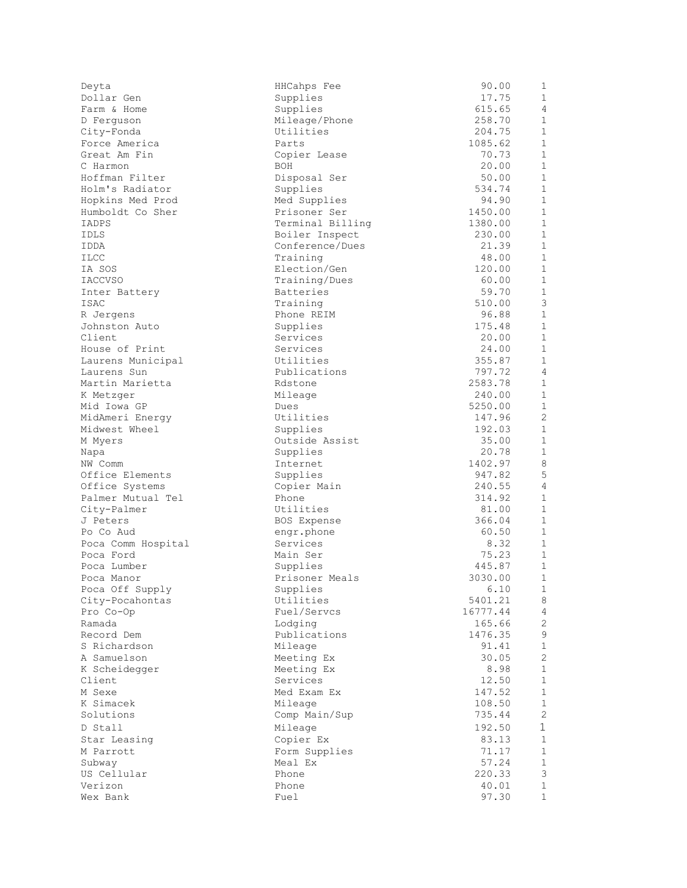| | | | |
|---|---|---|---|
| Deyta | HHCahps Fee | 90.00 | 1 |
| Dollar Gen | Supplies | 17.75 | 1 |
| Farm & Home | Supplies | 615.65 | 4 |
| D Ferguson | Mileage/Phone | 258.70 | 1 |
| City-Fonda | Utilities | 204.75 | 1 |
| Force America | Parts | 1085.62 | 1 |
| Great Am Fin | Copier Lease | 70.73 | 1 |
| C Harmon | BOH | 20.00 | 1 |
| Hoffman Filter | Disposal Ser | 50.00 | 1 |
| Holm's Radiator | Supplies | 534.74 | 1 |
| Hopkins Med Prod | Med Supplies | 94.90 | 1 |
| Humboldt Co Sher | Prisoner Ser | 1450.00 | 1 |
| IADPS | Terminal Billing | 1380.00 | 1 |
| IDLS | Boiler Inspect | 230.00 | 1 |
| IDDA | Conference/Dues | 21.39 | 1 |
| ILCC | Training | 48.00 | 1 |
| IA SOS | Election/Gen | 120.00 | 1 |
| IACCVSO | Training/Dues | 60.00 | 1 |
| Inter Battery | Batteries | 59.70 | 1 |
| ISAC | Training | 510.00 | 3 |
| R Jergens | Phone REIM | 96.88 | 1 |
| Johnston Auto | Supplies | 175.48 | 1 |
| Client | Services | 20.00 | 1 |
| House of Print | Services | 24.00 | 1 |
| Laurens Municipal | Utilities | 355.87 | 1 |
| Laurens Sun | Publications | 797.72 | 4 |
| Martin Marietta | Rdstone | 2583.78 | 1 |
| K Metzger | Mileage | 240.00 | 1 |
| Mid Iowa GP | Dues | 5250.00 | 1 |
| MidAmeri Energy | Utilities | 147.96 | 2 |
| Midwest Wheel | Supplies | 192.03 | 1 |
| M Myers | Outside Assist | 35.00 | 1 |
| Napa | Supplies | 20.78 | 1 |
| NW Comm | Internet | 1402.97 | 8 |
| Office Elements | Supplies | 947.82 | 5 |
| Office Systems | Copier Main | 240.55 | 4 |
| Palmer Mutual Tel | Phone | 314.92 | 1 |
| City-Palmer | Utilities | 81.00 | 1 |
| J Peters | BOS Expense | 366.04 | 1 |
| Po Co Aud | engr.phone | 60.50 | 1 |
| Poca Comm Hospital | Services | 8.32 | 1 |
| Poca Ford | Main Ser | 75.23 | 1 |
| Poca Lumber | Supplies | 445.87 | 1 |
| Poca Manor | Prisoner Meals | 3030.00 | 1 |
| Poca Off Supply | Supplies | 6.10 | 1 |
| City-Pocahontas | Utilities | 5401.21 | 8 |
| Pro Co-Op | Fuel/Servcs | 16777.44 | 4 |
| Ramada | Lodging | 165.66 | 2 |
| Record Dem | Publications | 1476.35 | 9 |
| S Richardson | Mileage | 91.41 | 1 |
| A Samuelson | Meeting Ex | 30.05 | 2 |
| K Scheidegger | Meeting Ex | 8.98 | 1 |
| Client | Services | 12.50 | 1 |
| M Sexe | Med Exam Ex | 147.52 | 1 |
| K Simacek | Mileage | 108.50 | 1 |
| Solutions | Comp Main/Sup | 735.44 | 2 |
| D Stall | Mileage | 192.50 | 1 |
| Star Leasing | Copier Ex | 83.13 | 1 |
| M Parrott | Form Supplies | 71.17 | 1 |
| Subway | Meal Ex | 57.24 | 1 |
| US Cellular | Phone | 220.33 | 3 |
| Verizon | Phone | 40.01 | 1 |
| Wex Bank | Fuel | 97.30 | 1 |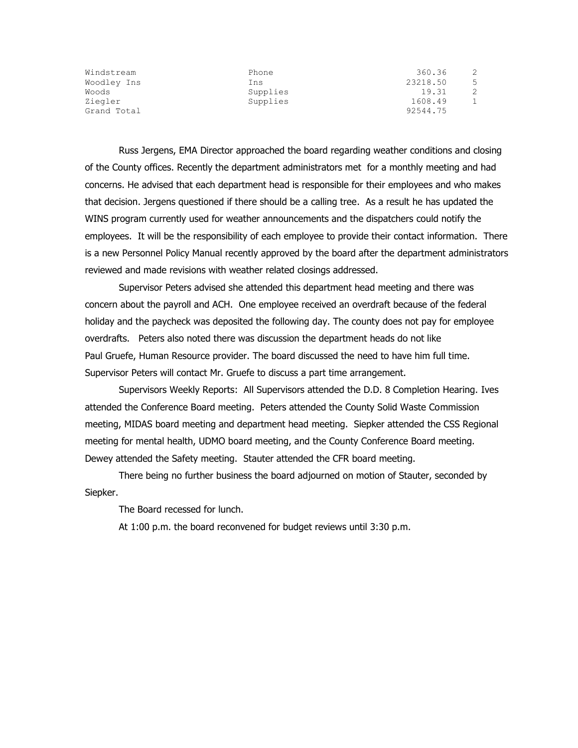| | | | |
|---|---|---|---|
| Windstream | Phone | 360.36 | 2 |
| Woodley Ins | Ins | 23218.50 | 5 |
| Woods | Supplies | 19.31 | 2 |
| Ziegler | Supplies | 1608.49 | 1 |
| Grand Total | | 92544.75 | |

Russ Jergens, EMA Director approached the board regarding weather conditions and closing of the County offices. Recently the department administrators met for a monthly meeting and had concerns. He advised that each department head is responsible for their employees and who makes that decision. Jergens questioned if there should be a calling tree. As a result he has updated the WINS program currently used for weather announcements and the dispatchers could notify the employees. It will be the responsibility of each employee to provide their contact information. There is a new Personnel Policy Manual recently approved by the board after the department administrators reviewed and made revisions with weather related closings addressed.

Supervisor Peters advised she attended this department head meeting and there was concern about the payroll and ACH. One employee received an overdraft because of the federal holiday and the paycheck was deposited the following day. The county does not pay for employee overdrafts. Peters also noted there was discussion the department heads do not like Paul Gruefe, Human Resource provider. The board discussed the need to have him full time. Supervisor Peters will contact Mr. Gruefe to discuss a part time arrangement.

Supervisors Weekly Reports: All Supervisors attended the D.D. 8 Completion Hearing. Ives attended the Conference Board meeting. Peters attended the County Solid Waste Commission meeting, MIDAS board meeting and department head meeting. Siepker attended the CSS Regional meeting for mental health, UDMO board meeting, and the County Conference Board meeting. Dewey attended the Safety meeting. Stauter attended the CFR board meeting.

There being no further business the board adjourned on motion of Stauter, seconded by Siepker.

The Board recessed for lunch.

At 1:00 p.m. the board reconvened for budget reviews until 3:30 p.m.